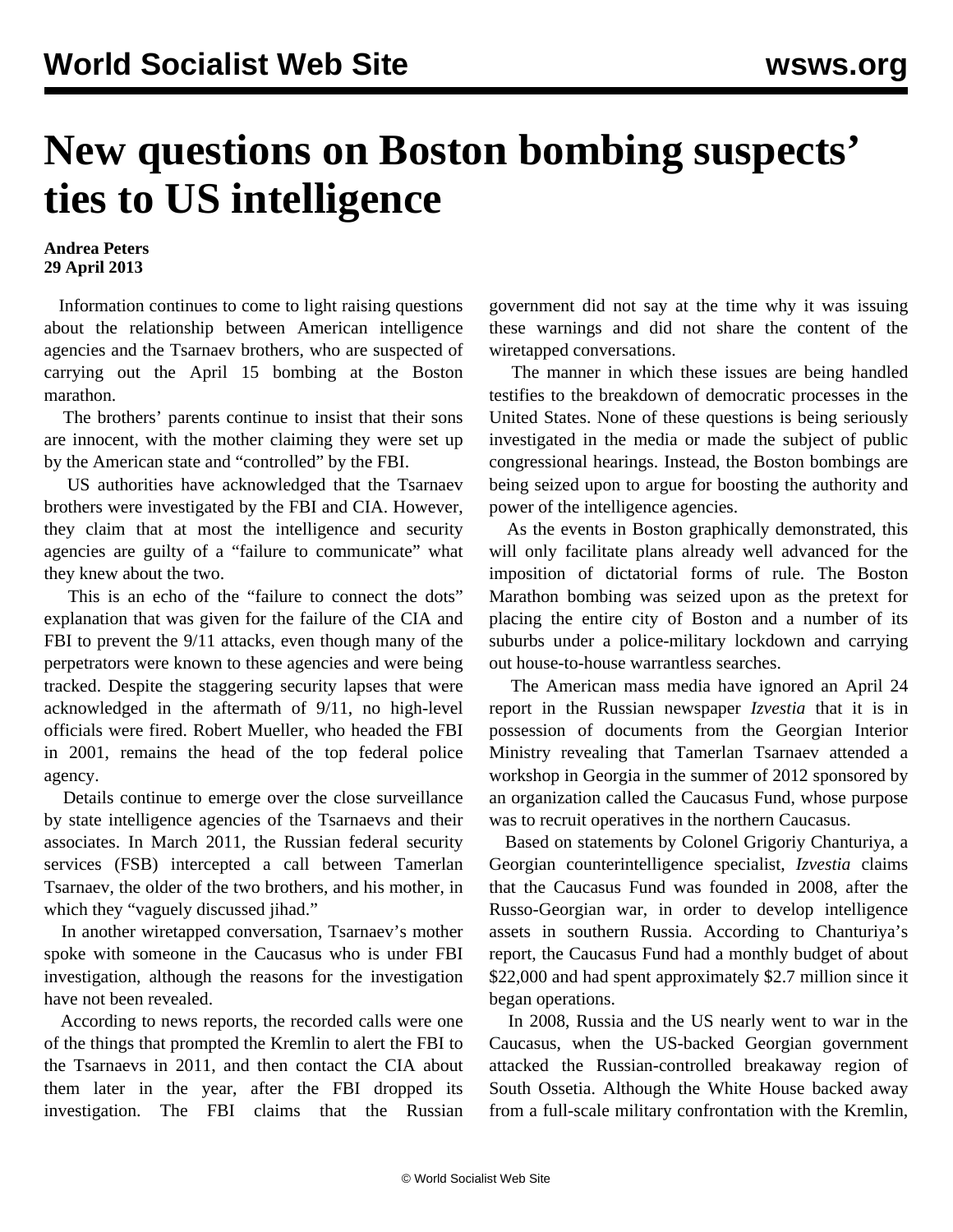# New questions on Boston bombing suspects' ties to US intelligence

**Andrea Peters**
**29 April 2013**

Information continues to come to light raising questions about the relationship between American intelligence agencies and the Tsarnaev brothers, who are suspected of carrying out the April 15 bombing at the Boston marathon.

The brothers' parents continue to insist that their sons are innocent, with the mother claiming they were set up by the American state and "controlled" by the FBI.

US authorities have acknowledged that the Tsarnaev brothers were investigated by the FBI and CIA. However, they claim that at most the intelligence and security agencies are guilty of a "failure to communicate" what they knew about the two.

This is an echo of the "failure to connect the dots" explanation that was given for the failure of the CIA and FBI to prevent the 9/11 attacks, even though many of the perpetrators were known to these agencies and were being tracked. Despite the staggering security lapses that were acknowledged in the aftermath of 9/11, no high-level officials were fired. Robert Mueller, who headed the FBI in 2001, remains the head of the top federal police agency.

Details continue to emerge over the close surveillance by state intelligence agencies of the Tsarnaevs and their associates. In March 2011, the Russian federal security services (FSB) intercepted a call between Tamerlan Tsarnaev, the older of the two brothers, and his mother, in which they "vaguely discussed jihad."

In another wiretapped conversation, Tsarnaev's mother spoke with someone in the Caucasus who is under FBI investigation, although the reasons for the investigation have not been revealed.

According to news reports, the recorded calls were one of the things that prompted the Kremlin to alert the FBI to the Tsarnaevs in 2011, and then contact the CIA about them later in the year, after the FBI dropped its investigation. The FBI claims that the Russian government did not say at the time why it was issuing these warnings and did not share the content of the wiretapped conversations.

The manner in which these issues are being handled testifies to the breakdown of democratic processes in the United States. None of these questions is being seriously investigated in the media or made the subject of public congressional hearings. Instead, the Boston bombings are being seized upon to argue for boosting the authority and power of the intelligence agencies.

As the events in Boston graphically demonstrated, this will only facilitate plans already well advanced for the imposition of dictatorial forms of rule. The Boston Marathon bombing was seized upon as the pretext for placing the entire city of Boston and a number of its suburbs under a police-military lockdown and carrying out house-to-house warrantless searches.

The American mass media have ignored an April 24 report in the Russian newspaper *Izvestia* that it is in possession of documents from the Georgian Interior Ministry revealing that Tamerlan Tsarnaev attended a workshop in Georgia in the summer of 2012 sponsored by an organization called the Caucasus Fund, whose purpose was to recruit operatives in the northern Caucasus.

Based on statements by Colonel Grigoriy Chanturiya, a Georgian counterintelligence specialist, *Izvestia* claims that the Caucasus Fund was founded in 2008, after the Russo-Georgian war, in order to develop intelligence assets in southern Russia. According to Chanturiya's report, the Caucasus Fund had a monthly budget of about $22,000 and had spent approximately $2.7 million since it began operations.

In 2008, Russia and the US nearly went to war in the Caucasus, when the US-backed Georgian government attacked the Russian-controlled breakaway region of South Ossetia. Although the White House backed away from a full-scale military confrontation with the Kremlin,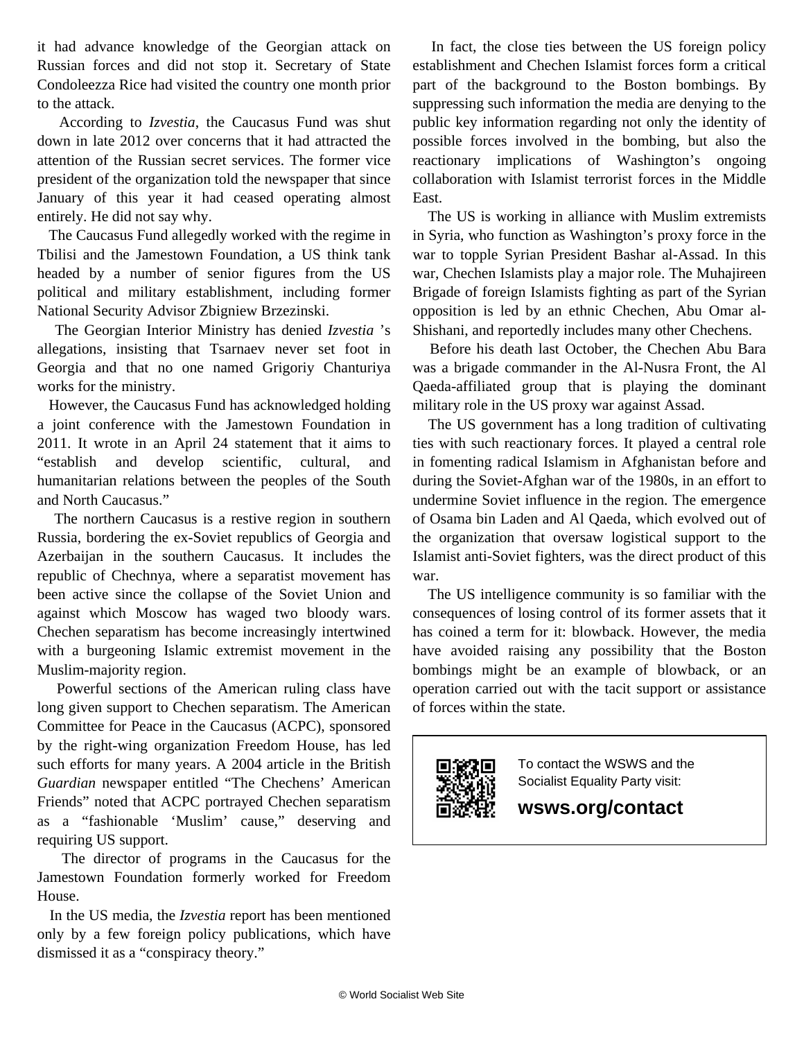it had advance knowledge of the Georgian attack on Russian forces and did not stop it. Secretary of State Condoleezza Rice had visited the country one month prior to the attack.

According to *Izvestia*, the Caucasus Fund was shut down in late 2012 over concerns that it had attracted the attention of the Russian secret services. The former vice president of the organization told the newspaper that since January of this year it had ceased operating almost entirely. He did not say why.

The Caucasus Fund allegedly worked with the regime in Tbilisi and the Jamestown Foundation, a US think tank headed by a number of senior figures from the US political and military establishment, including former National Security Advisor Zbigniew Brzezinski.

The Georgian Interior Ministry has denied *Izvestia* 's allegations, insisting that Tsarnaev never set foot in Georgia and that no one named Grigoriy Chanturiya works for the ministry.

However, the Caucasus Fund has acknowledged holding a joint conference with the Jamestown Foundation in 2011. It wrote in an April 24 statement that it aims to "establish and develop scientific, cultural, and humanitarian relations between the peoples of the South and North Caucasus."

The northern Caucasus is a restive region in southern Russia, bordering the ex-Soviet republics of Georgia and Azerbaijan in the southern Caucasus. It includes the republic of Chechnya, where a separatist movement has been active since the collapse of the Soviet Union and against which Moscow has waged two bloody wars. Chechen separatism has become increasingly intertwined with a burgeoning Islamic extremist movement in the Muslim-majority region.

Powerful sections of the American ruling class have long given support to Chechen separatism. The American Committee for Peace in the Caucasus (ACPC), sponsored by the right-wing organization Freedom House, has led such efforts for many years. A 2004 article in the British *Guardian* newspaper entitled "The Chechens' American Friends" noted that ACPC portrayed Chechen separatism as a "fashionable 'Muslim' cause," deserving and requiring US support.

The director of programs in the Caucasus for the Jamestown Foundation formerly worked for Freedom House.

In the US media, the *Izvestia* report has been mentioned only by a few foreign policy publications, which have dismissed it as a "conspiracy theory."

In fact, the close ties between the US foreign policy establishment and Chechen Islamist forces form a critical part of the background to the Boston bombings. By suppressing such information the media are denying to the public key information regarding not only the identity of possible forces involved in the bombing, but also the reactionary implications of Washington's ongoing collaboration with Islamist terrorist forces in the Middle East.

The US is working in alliance with Muslim extremists in Syria, who function as Washington's proxy force in the war to topple Syrian President Bashar al-Assad. In this war, Chechen Islamists play a major role. The Muhajireen Brigade of foreign Islamists fighting as part of the Syrian opposition is led by an ethnic Chechen, Abu Omar al-Shishani, and reportedly includes many other Chechens.

Before his death last October, the Chechen Abu Bara was a brigade commander in the Al-Nusra Front, the Al Qaeda-affiliated group that is playing the dominant military role in the US proxy war against Assad.

The US government has a long tradition of cultivating ties with such reactionary forces. It played a central role in fomenting radical Islamism in Afghanistan before and during the Soviet-Afghan war of the 1980s, in an effort to undermine Soviet influence in the region. The emergence of Osama bin Laden and Al Qaeda, which evolved out of the organization that oversaw logistical support to the Islamist anti-Soviet fighters, was the direct product of this war.

The US intelligence community is so familiar with the consequences of losing control of its former assets that it has coined a term for it: blowback. However, the media have avoided raising any possibility that the Boston bombings might be an example of blowback, or an operation carried out with the tacit support or assistance of forces within the state.

To contact the WSWS and the Socialist Equality Party visit:

**wsws.org/contact**